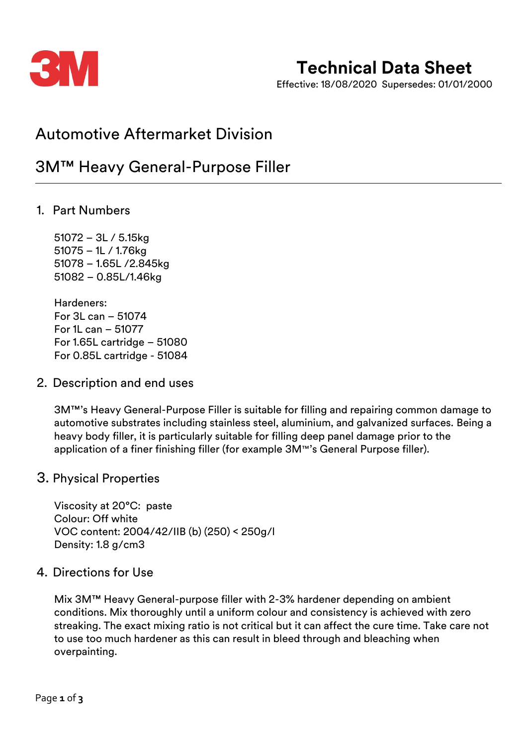3M

# Technical Data Sheet

Effective: 18/08/2020 Supersedes: 01/01/2000

## Automotive Aftermarket Division

## 3M™ Heavy General-Purpose Filler

### 1. Part Numbers

51072 – 3L / 5.15kg
51075 – 1L / 1.76kg
51078 – 1.65L /2.845kg
51082 – 0.85L/1.46kg

Hardeners:
For 3L can – 51074
For 1L can – 51077
For 1.65L cartridge – 51080
For 0.85L cartridge - 51084

### 2. Description and end uses

3M™'s Heavy General-Purpose Filler is suitable for filling and repairing common damage to automotive substrates including stainless steel, aluminium, and galvanized surfaces. Being a heavy body filler, it is particularly suitable for filling deep panel damage prior to the application of a finer finishing filler (for example 3M™'s General Purpose filler).

### 3. Physical Properties

Viscosity at 20°C: paste
Colour: Off white
VOC content: 2004/42/IIB (b) (250) < 250g/l
Density: 1.8 g/cm3

### 4. Directions for Use

Mix 3M™ Heavy General-purpose filler with 2-3% hardener depending on ambient conditions. Mix thoroughly until a uniform colour and consistency is achieved with zero streaking. The exact mixing ratio is not critical but it can affect the cure time. Take care not to use too much hardener as this can result in bleed through and bleaching when overpainting.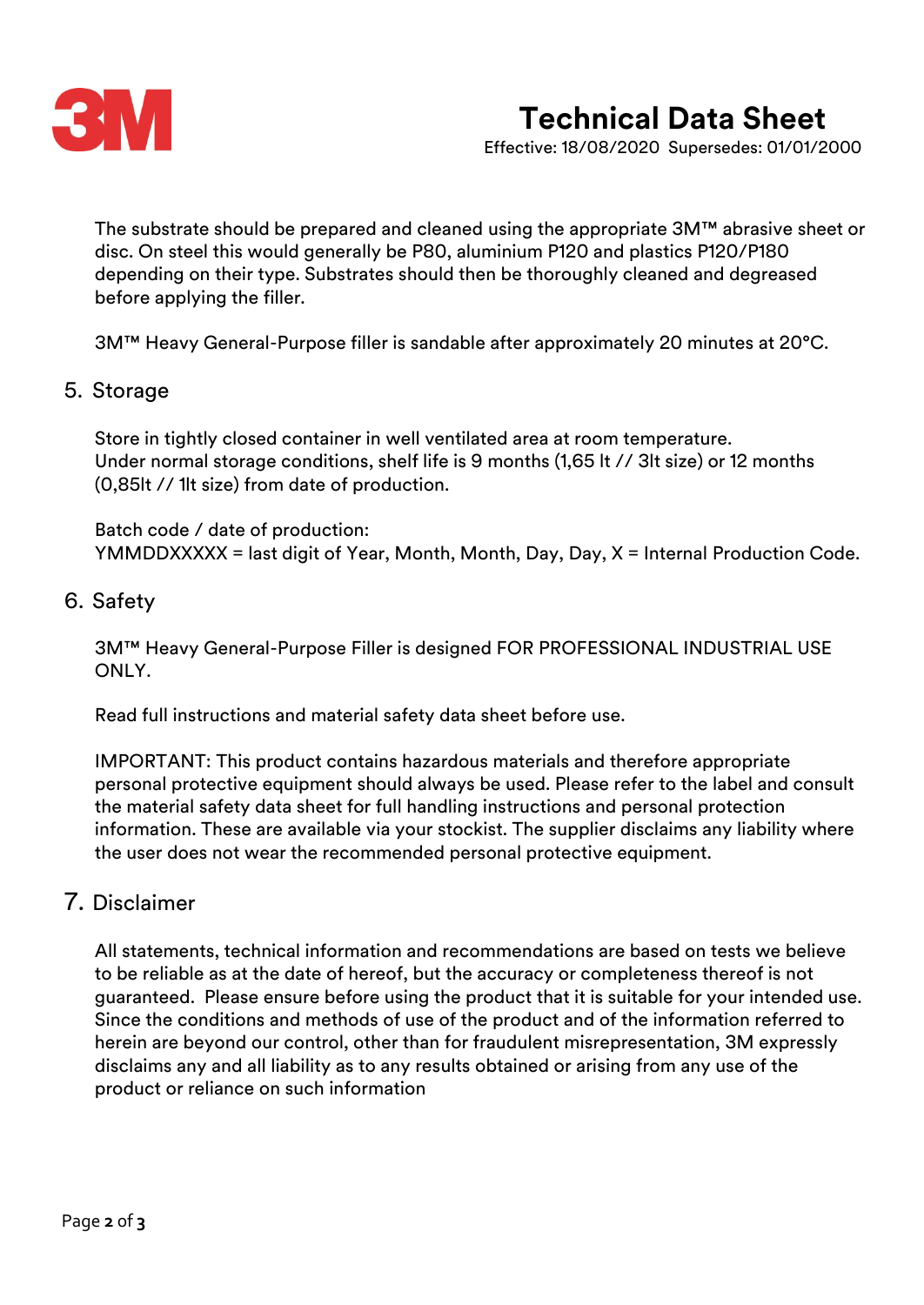The substrate should be prepared and cleaned using the appropriate 3M™ abrasive sheet or disc. On steel this would generally be P80, aluminium P120 and plastics P120/P180 depending on their type. Substrates should then be thoroughly cleaned and degreased before applying the filler.

3M™ Heavy General-Purpose filler is sandable after approximately 20 minutes at 20°C.

## 5. Storage

Store in tightly closed container in well ventilated area at room temperature.
Under normal storage conditions, shelf life is 9 months (1,65 lt // 3lt size) or 12 months (0,85lt // 1lt size) from date of production.

Batch code / date of production:
YMMDDXXXXX = last digit of Year, Month, Month, Day, Day, X = Internal Production Code.

## 6. Safety

3M™ Heavy General-Purpose Filler is designed FOR PROFESSIONAL INDUSTRIAL USE ONLY.

Read full instructions and material safety data sheet before use.

IMPORTANT: This product contains hazardous materials and therefore appropriate personal protective equipment should always be used. Please refer to the label and consult the material safety data sheet for full handling instructions and personal protection information. These are available via your stockist. The supplier disclaims any liability where the user does not wear the recommended personal protective equipment.

## 7. Disclaimer

All statements, technical information and recommendations are based on tests we believe to be reliable as at the date of hereof, but the accuracy or completeness thereof is not guaranteed. Please ensure before using the product that it is suitable for your intended use. Since the conditions and methods of use of the product and of the information referred to herein are beyond our control, other than for fraudulent misrepresentation, 3M expressly disclaims any and all liability as to any results obtained or arising from any use of the product or reliance on such information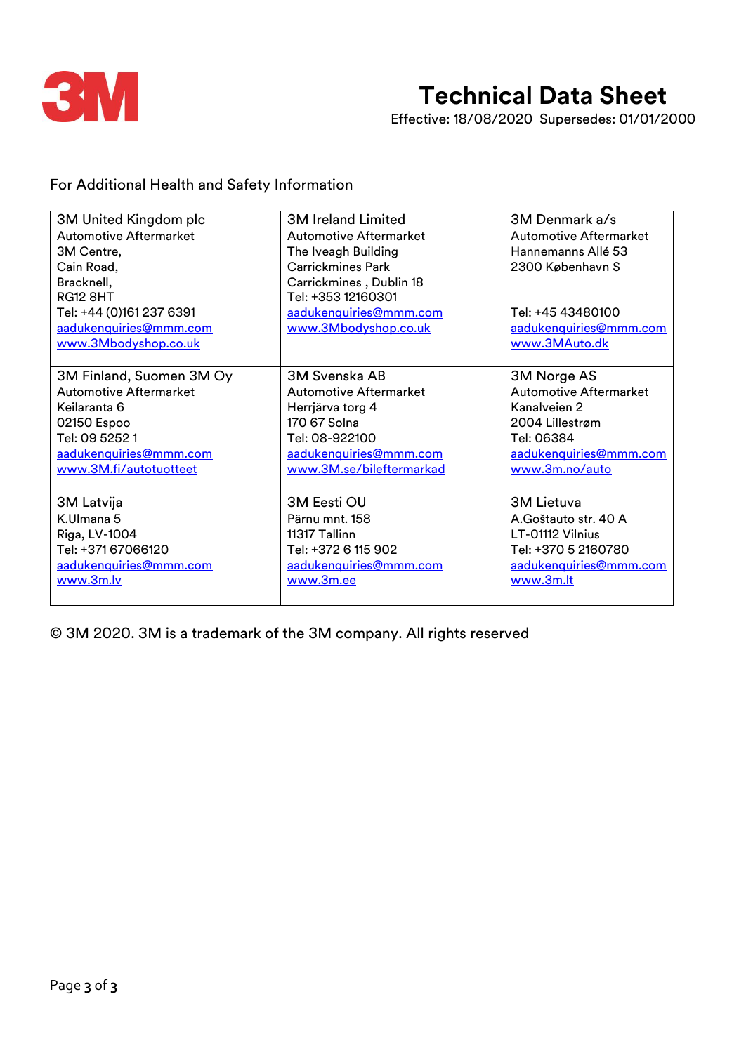# Technical Data Sheet

Effective: 18/08/2020 Supersedes: 01/01/2000

For Additional Health and Safety Information

| | | |
|---|---|---|
| 3M United Kingdom plc<br>Automotive Aftermarket<br>3M Centre,<br>Cain Road,<br>Bracknell,<br>RG12 8HT<br>Tel: +44 (0)161 237 6391<br>aadukenquiries@mmm.com<br>www.3Mbodyshop.co.uk | 3M Ireland Limited<br>Automotive Aftermarket<br>The Iveagh Building<br>Carrickmines Park<br>Carrickmines , Dublin 18<br>Tel: +353 12160301<br>aadukenquiries@mmm.com<br>www.3Mbodyshop.co.uk | 3M Denmark a/s<br>Automotive Aftermarket<br>Hannemanns Allé 53<br>2300 København S<br><br>Tel: +45 43480100<br>aadukenquiries@mmm.com<br>www.3MAuto.dk |
| 3M Finland, Suomen 3M Oy<br>Automotive Aftermarket<br>Keilaranta 6<br>02150 Espoo<br>Tel: 09 5252 1<br>aadukenquiries@mmm.com<br>www.3M.fi/autotuotteet | 3M Svenska AB<br>Automotive Aftermarket<br>Herrjärva torg 4<br>170 67 Solna<br>Tel: 08-922100<br>aadukenquiries@mmm.com<br>www.3M.se/bileftermarkad | 3M Norge AS<br>Automotive Aftermarket<br>Kanalveien 2<br>2004 Lillestrøm<br>Tel: 06384<br>aadukenquiries@mmm.com<br>www.3m.no/auto |
| 3M Latvija<br>K.Ulmana 5<br>Riga, LV-1004<br>Tel: +371 67066120<br>aadukenquiries@mmm.com<br>www.3m.lv | 3M Eesti OU<br>Pärnu mnt. 158<br>11317 Tallinn<br>Tel: +372 6 115 902<br>aadukenquiries@mmm.com<br>www.3m.ee | 3M Lietuva<br>A.Goštauto str. 40 A<br>LT-01112 Vilnius<br>Tel: +370 5 2160780<br>aadukenquiries@mmm.com<br>www.3m.lt |

© 3M 2020. 3M is a trademark of the 3M company. All rights reserved